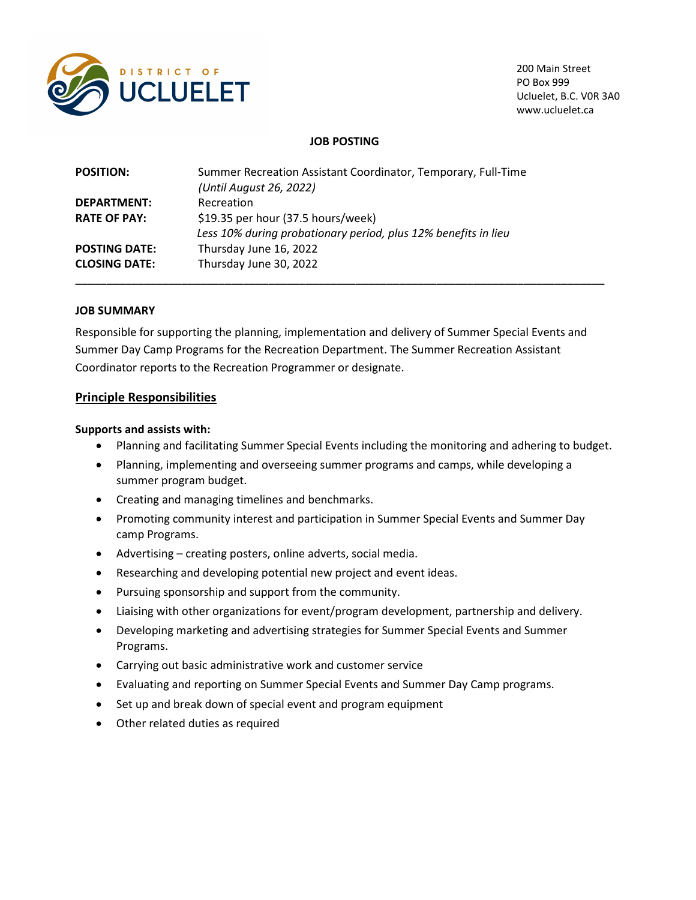DISTRICT OF UCLUELET

200 Main Street
PO Box 999
Ucluelet, B.C. V0R 3A0
www.ucluelet.ca

**JOB POSTING**

| | |
|---|---|
| **POSITION:** | Summer Recreation Assistant Coordinator, Temporary, Full-Time *(Until August 26, 2022)* |
| **DEPARTMENT:** | Recreation |
| **RATE OF PAY:** | $19.35 per hour (37.5 hours/week) *Less 10% during probationary period, plus 12% benefits in lieu* |
| **POSTING DATE:** | Thursday June 16, 2022 |
| **CLOSING DATE:** | Thursday June 30, 2022 |

---

**JOB SUMMARY**

Responsible for supporting the planning, implementation and delivery of Summer Special Events and Summer Day Camp Programs for the Recreation Department. The Summer Recreation Assistant Coordinator reports to the Recreation Programmer or designate.

## Principle Responsibilities

**Supports and assists with:**

- Planning and facilitating Summer Special Events including the monitoring and adhering to budget.
- Planning, implementing and overseeing summer programs and camps, while developing a summer program budget.
- Creating and managing timelines and benchmarks.
- Promoting community interest and participation in Summer Special Events and Summer Day camp Programs.
- Advertising – creating posters, online adverts, social media.
- Researching and developing potential new project and event ideas.
- Pursuing sponsorship and support from the community.
- Liaising with other organizations for event/program development, partnership and delivery.
- Developing marketing and advertising strategies for Summer Special Events and Summer Programs.
- Carrying out basic administrative work and customer service
- Evaluating and reporting on Summer Special Events and Summer Day Camp programs.
- Set up and break down of special event and program equipment
- Other related duties as required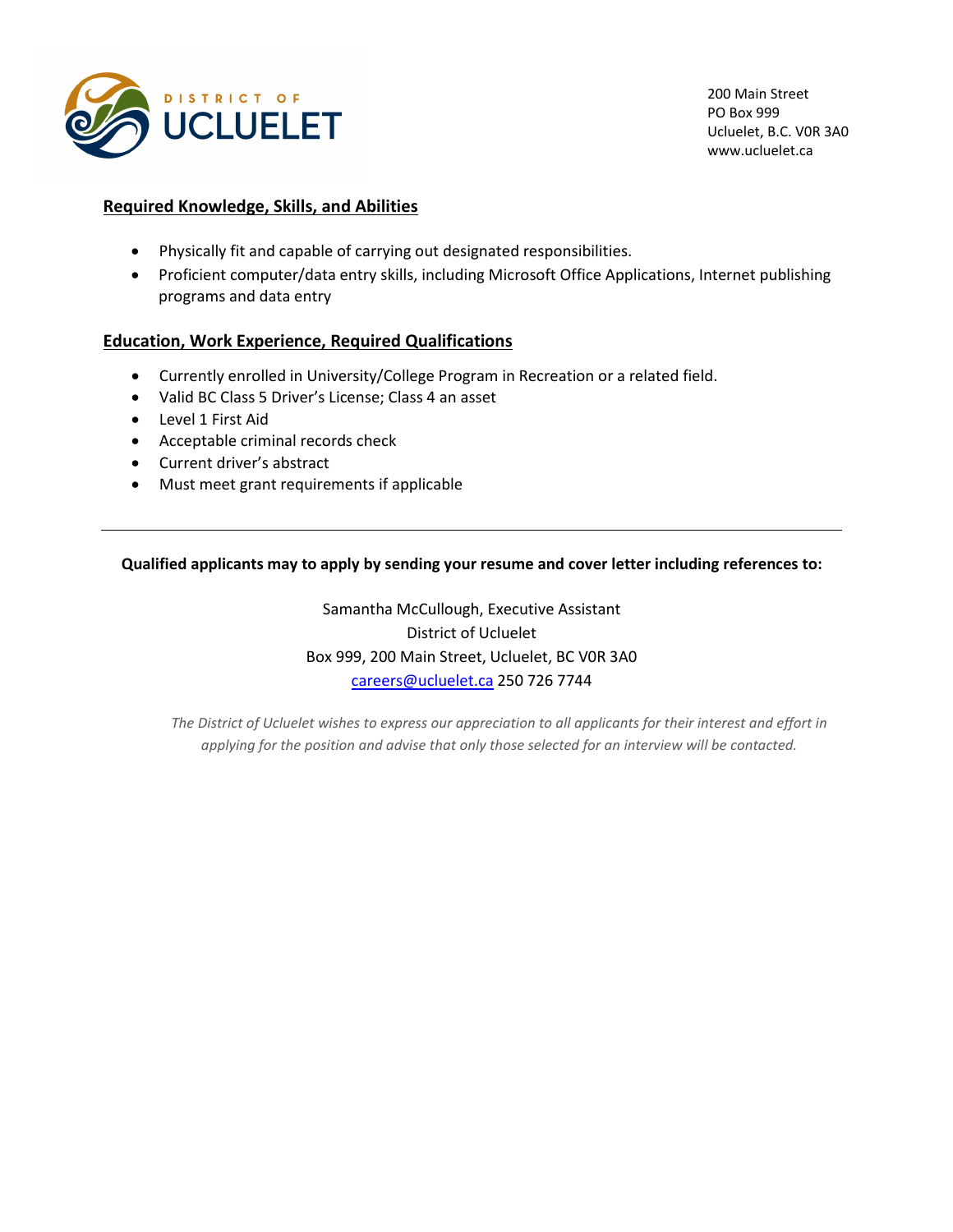DISTRICT OF UCLUELET

200 Main Street
PO Box 999
Ucluelet, B.C. V0R 3A0
www.ucluelet.ca

## Required Knowledge, Skills, and Abilities

- Physically fit and capable of carrying out designated responsibilities.
- Proficient computer/data entry skills, including Microsoft Office Applications, Internet publishing programs and data entry

## Education, Work Experience, Required Qualifications

- Currently enrolled in University/College Program in Recreation or a related field.
- Valid BC Class 5 Driver's License; Class 4 an asset
- Level 1 First Aid
- Acceptable criminal records check
- Current driver's abstract
- Must meet grant requirements if applicable

---

**Qualified applicants may to apply by sending your resume and cover letter including references to:**

Samantha McCullough, Executive Assistant
District of Ucluelet
Box 999, 200 Main Street, Ucluelet, BC V0R 3A0
careers@ucluelet.ca 250 726 7744

*The District of Ucluelet wishes to express our appreciation to all applicants for their interest and effort in applying for the position and advise that only those selected for an interview will be contacted.*